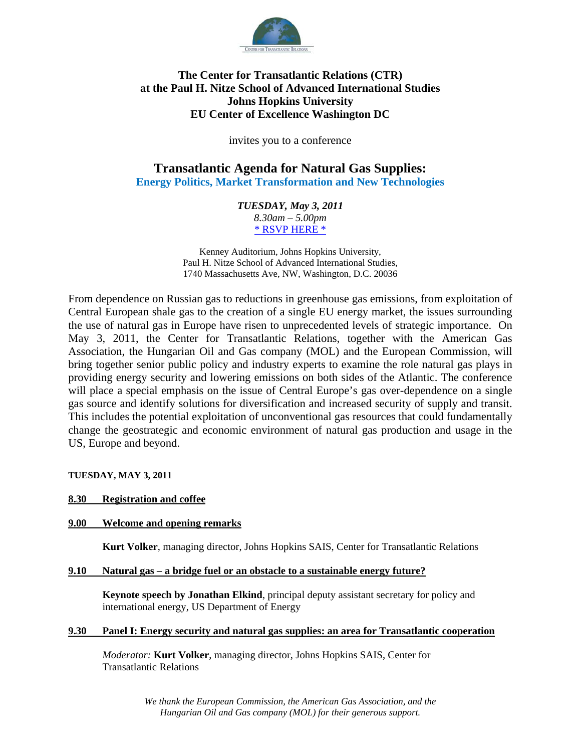**The Center for Transatlantic Relations (CTR)**
**at the Paul H. Nitze School of Advanced International Studies**
**Johns Hopkins University**
**EU Center of Excellence Washington DC**

invites you to a conference

# Transatlantic Agenda for Natural Gas Supplies:
## Energy Politics, Market Transformation and New Technologies

***TUESDAY, May 3, 2011***
*8.30am – 5.00pm*
* RSVP HERE *

Kenney Auditorium, Johns Hopkins University,
Paul H. Nitze School of Advanced International Studies,
1740 Massachusetts Ave, NW, Washington, D.C. 20036

From dependence on Russian gas to reductions in greenhouse gas emissions, from exploitation of Central European shale gas to the creation of a single EU energy market, the issues surrounding the use of natural gas in Europe have risen to unprecedented levels of strategic importance. On May 3, 2011, the Center for Transatlantic Relations, together with the American Gas Association, the Hungarian Oil and Gas company (MOL) and the European Commission, will bring together senior public policy and industry experts to examine the role natural gas plays in providing energy security and lowering emissions on both sides of the Atlantic. The conference will place a special emphasis on the issue of Central Europe's gas over-dependence on a single gas source and identify solutions for diversification and increased security of supply and transit. This includes the potential exploitation of unconventional gas resources that could fundamentally change the geostrategic and economic environment of natural gas production and usage in the US, Europe and beyond.

**TUESDAY, MAY 3, 2011**

**8.30 Registration and coffee**

**9.00 Welcome and opening remarks**

**Kurt Volker**, managing director, Johns Hopkins SAIS, Center for Transatlantic Relations

**9.10 Natural gas – a bridge fuel or an obstacle to a sustainable energy future?**

**Keynote speech by Jonathan Elkind**, principal deputy assistant secretary for policy and international energy, US Department of Energy

**9.30 Panel I: Energy security and natural gas supplies: an area for Transatlantic cooperation**

*Moderator:* **Kurt Volker**, managing director, Johns Hopkins SAIS, Center for Transatlantic Relations

*We thank the European Commission, the American Gas Association, and the Hungarian Oil and Gas company (MOL) for their generous support.*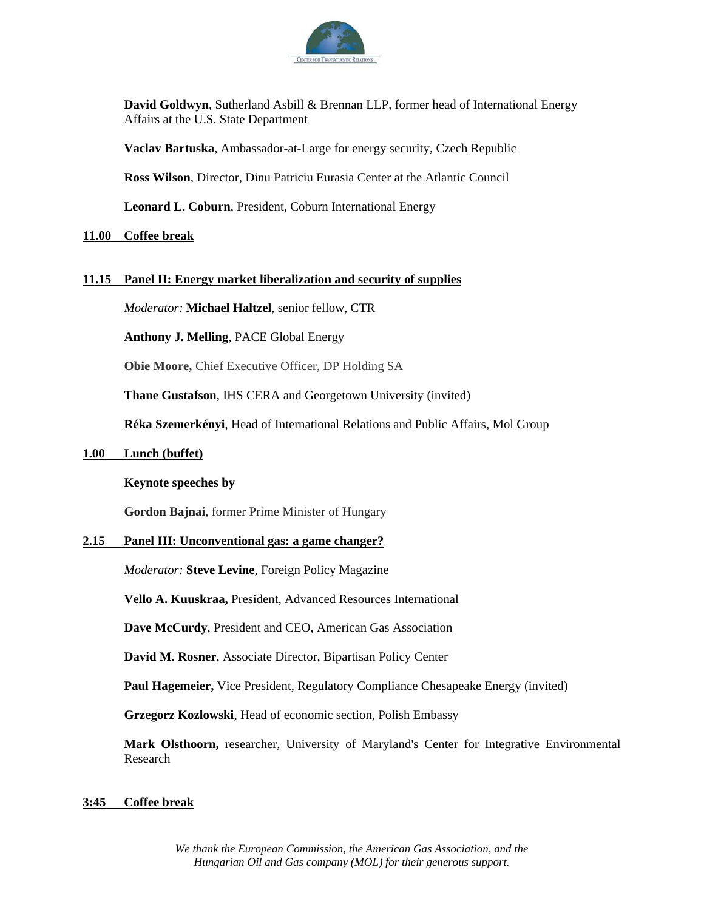**David Goldwyn**, Sutherland Asbill & Brennan LLP, former head of International Energy Affairs at the U.S. State Department

**Vaclav Bartuska**, Ambassador-at-Large for energy security, Czech Republic

**Ross Wilson**, Director, Dinu Patriciu Eurasia Center at the Atlantic Council

**Leonard L. Coburn**, President, Coburn International Energy

**11.00 Coffee break**

**11.15 Panel II: Energy market liberalization and security of supplies**

*Moderator:* **Michael Haltzel**, senior fellow, CTR

**Anthony J. Melling**, PACE Global Energy

**Obie Moore,** Chief Executive Officer, DP Holding SA

**Thane Gustafson**, IHS CERA and Georgetown University (invited)

**Réka Szemerkényi**, Head of International Relations and Public Affairs, Mol Group

**1.00 Lunch (buffet)**

**Keynote speeches by**

**Gordon Bajnai**, former Prime Minister of Hungary

**2.15 Panel III: Unconventional gas: a game changer?**

*Moderator:* **Steve Levine**, Foreign Policy Magazine

**Vello A. Kuuskraa,** President, Advanced Resources International

**Dave McCurdy**, President and CEO, American Gas Association

**David M. Rosner**, Associate Director, Bipartisan Policy Center

**Paul Hagemeier,** Vice President, Regulatory Compliance Chesapeake Energy (invited)

**Grzegorz Kozlowski**, Head of economic section, Polish Embassy

**Mark Olsthoorn,** researcher, University of Maryland's Center for Integrative Environmental Research

**3:45 Coffee break**

*We thank the European Commission, the American Gas Association, and the Hungarian Oil and Gas company (MOL) for their generous support.*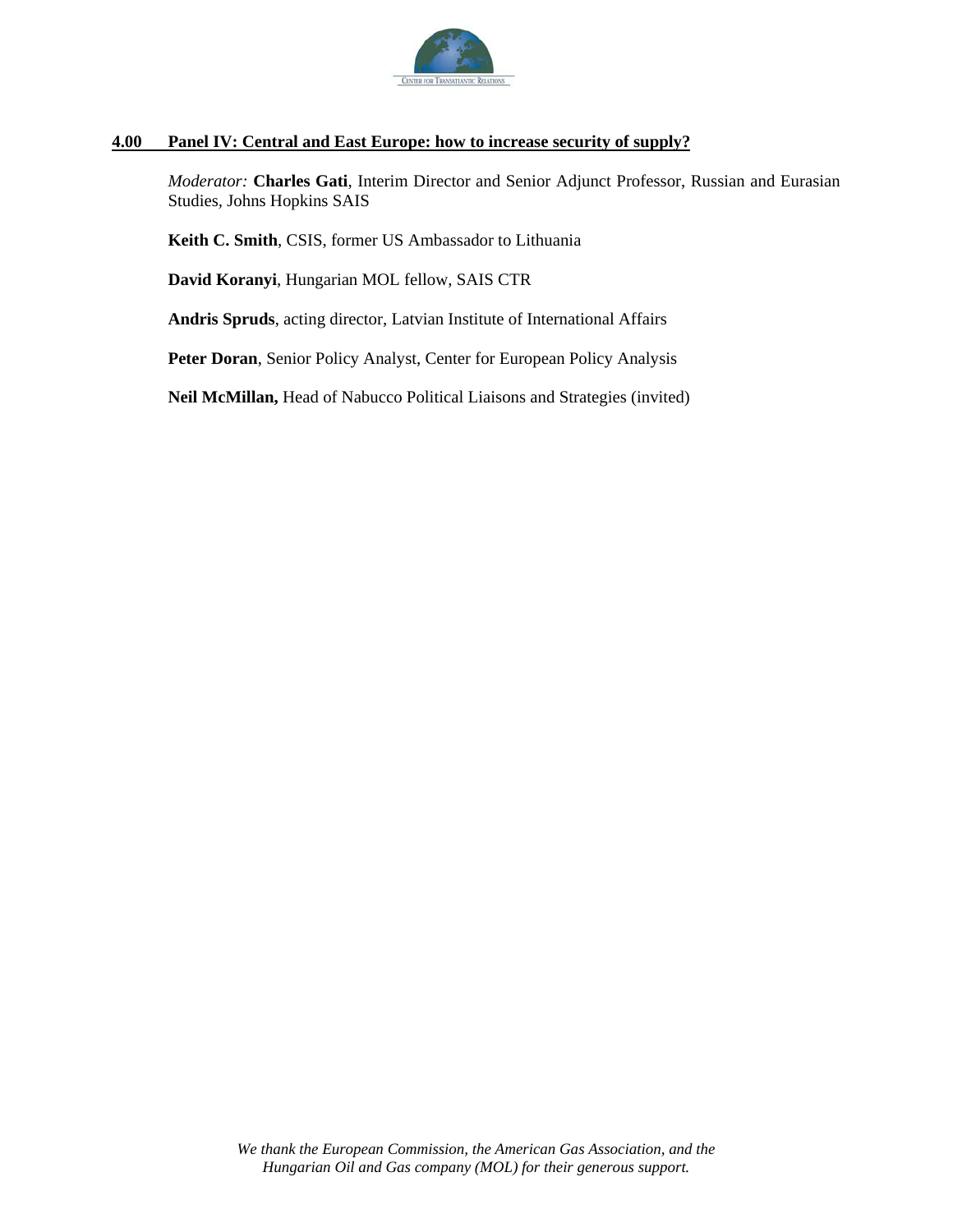**4.00 Panel IV: Central and East Europe: how to increase security of supply?**

*Moderator:* **Charles Gati**, Interim Director and Senior Adjunct Professor, Russian and Eurasian Studies, Johns Hopkins SAIS

**Keith C. Smith**, CSIS, former US Ambassador to Lithuania

**David Koranyi**, Hungarian MOL fellow, SAIS CTR

**Andris Spruds**, acting director, Latvian Institute of International Affairs

**Peter Doran**, Senior Policy Analyst, Center for European Policy Analysis

**Neil McMillan,** Head of Nabucco Political Liaisons and Strategies (invited)

*We thank the European Commission, the American Gas Association, and the Hungarian Oil and Gas company (MOL) for their generous support.*